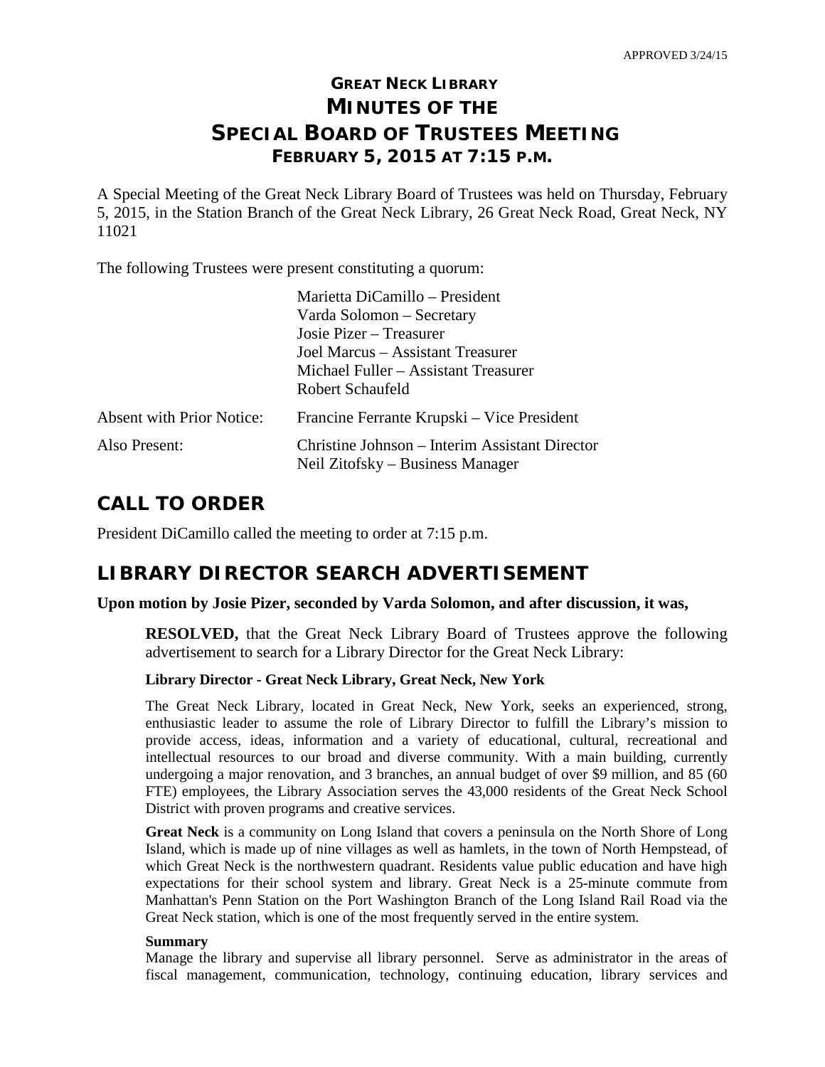APPROVED 3/24/15

# GREAT NECK LIBRARY
# MINUTES OF THE SPECIAL BOARD OF TRUSTEES MEETING
## FEBRUARY 5, 2015 AT 7:15 P.M.

A Special Meeting of the Great Neck Library Board of Trustees was held on Thursday, February 5, 2015, in the Station Branch of the Great Neck Library, 26 Great Neck Road, Great Neck, NY 11021

The following Trustees were present constituting a quorum:

Marietta DiCamillo – President
Varda Solomon – Secretary
Josie Pizer – Treasurer
Joel Marcus – Assistant Treasurer
Michael Fuller – Assistant Treasurer
Robert Schaufeld

Absent with Prior Notice: Francine Ferrante Krupski – Vice President

Also Present: Christine Johnson – Interim Assistant Director
Neil Zitofsky – Business Manager

## CALL TO ORDER

President DiCamillo called the meeting to order at 7:15 p.m.

## LIBRARY DIRECTOR SEARCH ADVERTISEMENT

**Upon motion by Josie Pizer, seconded by Varda Solomon, and after discussion, it was,**

**RESOLVED,** that the Great Neck Library Board of Trustees approve the following advertisement to search for a Library Director for the Great Neck Library:

**Library Director - Great Neck Library, Great Neck, New York**

The Great Neck Library, located in Great Neck, New York, seeks an experienced, strong, enthusiastic leader to assume the role of Library Director to fulfill the Library's mission to provide access, ideas, information and a variety of educational, cultural, recreational and intellectual resources to our broad and diverse community. With a main building, currently undergoing a major renovation, and 3 branches, an annual budget of over $9 million, and 85 (60 FTE) employees, the Library Association serves the 43,000 residents of the Great Neck School District with proven programs and creative services.

**Great Neck** is a community on Long Island that covers a peninsula on the North Shore of Long Island, which is made up of nine villages as well as hamlets, in the town of North Hempstead, of which Great Neck is the northwestern quadrant. Residents value public education and have high expectations for their school system and library. Great Neck is a 25-minute commute from Manhattan's Penn Station on the Port Washington Branch of the Long Island Rail Road via the Great Neck station, which is one of the most frequently served in the entire system.

**Summary**
Manage the library and supervise all library personnel. Serve as administrator in the areas of fiscal management, communication, technology, continuing education, library services and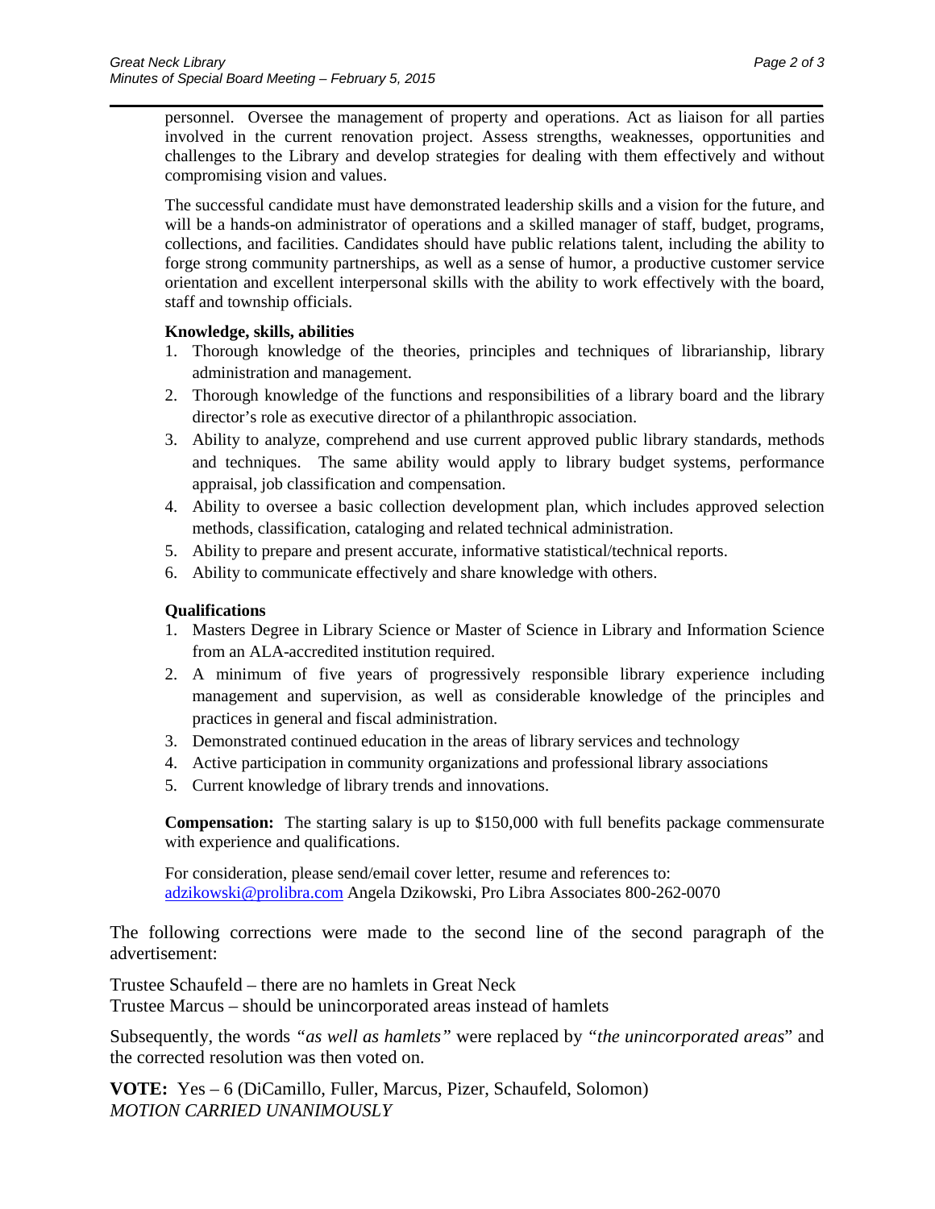personnel. Oversee the management of property and operations. Act as liaison for all parties involved in the current renovation project. Assess strengths, weaknesses, opportunities and challenges to the Library and develop strategies for dealing with them effectively and without compromising vision and values.

The successful candidate must have demonstrated leadership skills and a vision for the future, and will be a hands-on administrator of operations and a skilled manager of staff, budget, programs, collections, and facilities. Candidates should have public relations talent, including the ability to forge strong community partnerships, as well as a sense of humor, a productive customer service orientation and excellent interpersonal skills with the ability to work effectively with the board, staff and township officials.

**Knowledge, skills, abilities**

1. Thorough knowledge of the theories, principles and techniques of librarianship, library administration and management.
2. Thorough knowledge of the functions and responsibilities of a library board and the library director's role as executive director of a philanthropic association.
3. Ability to analyze, comprehend and use current approved public library standards, methods and techniques. The same ability would apply to library budget systems, performance appraisal, job classification and compensation.
4. Ability to oversee a basic collection development plan, which includes approved selection methods, classification, cataloging and related technical administration.
5. Ability to prepare and present accurate, informative statistical/technical reports.
6. Ability to communicate effectively and share knowledge with others.

**Qualifications**

1. Masters Degree in Library Science or Master of Science in Library and Information Science from an ALA-accredited institution required.
2. A minimum of five years of progressively responsible library experience including management and supervision, as well as considerable knowledge of the principles and practices in general and fiscal administration.
3. Demonstrated continued education in the areas of library services and technology
4. Active participation in community organizations and professional library associations
5. Current knowledge of library trends and innovations.

**Compensation:** The starting salary is up to $150,000 with full benefits package commensurate with experience and qualifications.

For consideration, please send/email cover letter, resume and references to: adzikowski@prolibra.com Angela Dzikowski, Pro Libra Associates 800-262-0070

The following corrections were made to the second line of the second paragraph of the advertisement:

Trustee Schaufeld – there are no hamlets in Great Neck
Trustee Marcus – should be unincorporated areas instead of hamlets

Subsequently, the words *"as well as hamlets"* were replaced by *"the unincorporated areas*" and the corrected resolution was then voted on.

**VOTE:** Yes – 6 (DiCamillo, Fuller, Marcus, Pizer, Schaufeld, Solomon)
*MOTION CARRIED UNANIMOUSLY*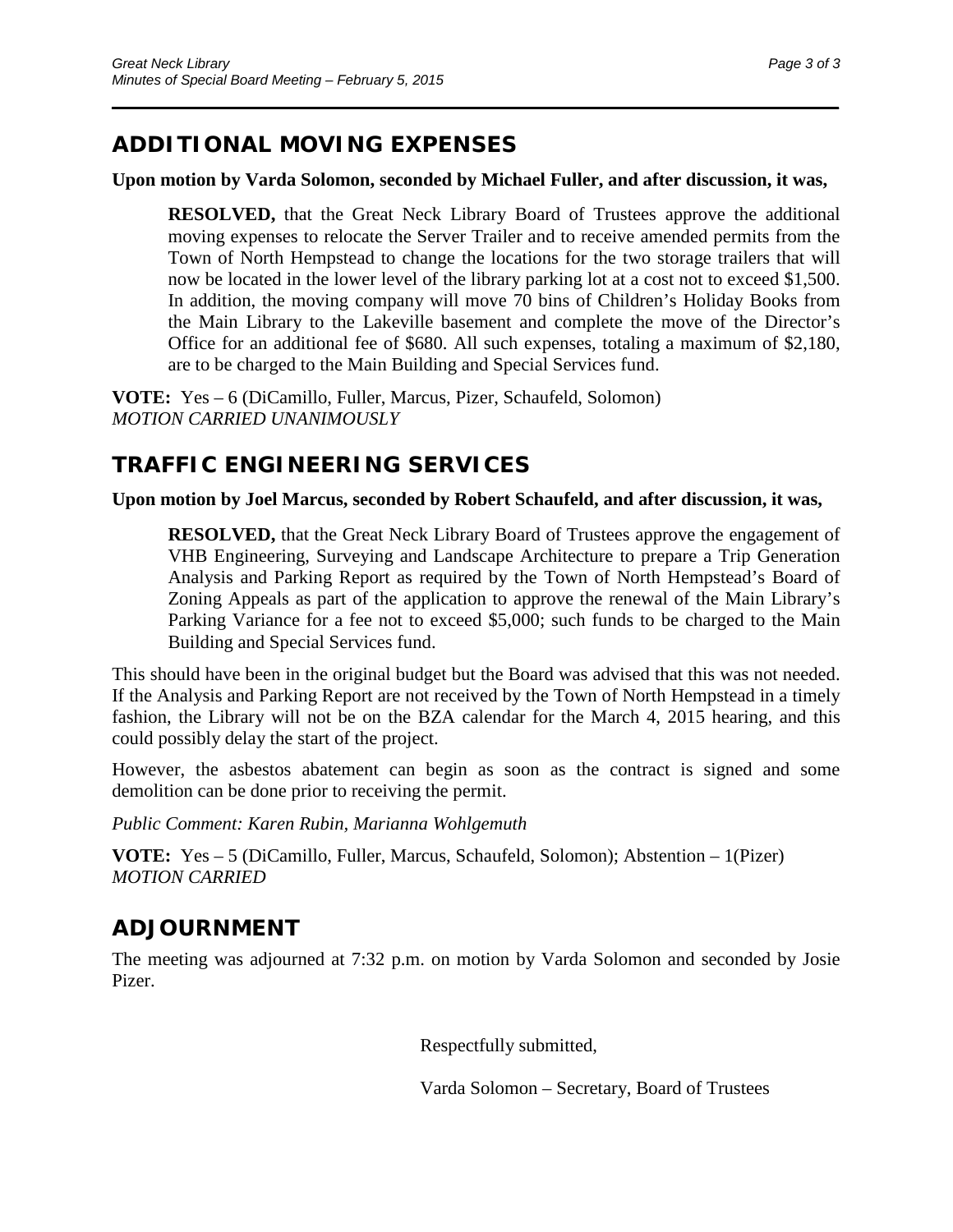## ADDITIONAL MOVING EXPENSES

**Upon motion by Varda Solomon, seconded by Michael Fuller, and after discussion, it was,**

> **RESOLVED,** that the Great Neck Library Board of Trustees approve the additional moving expenses to relocate the Server Trailer and to receive amended permits from the Town of North Hempstead to change the locations for the two storage trailers that will now be located in the lower level of the library parking lot at a cost not to exceed $1,500. In addition, the moving company will move 70 bins of Children's Holiday Books from the Main Library to the Lakeville basement and complete the move of the Director's Office for an additional fee of $680. All such expenses, totaling a maximum of $2,180, are to be charged to the Main Building and Special Services fund.

**VOTE:** Yes – 6 (DiCamillo, Fuller, Marcus, Pizer, Schaufeld, Solomon)
*MOTION CARRIED UNANIMOUSLY*

## TRAFFIC ENGINEERING SERVICES

**Upon motion by Joel Marcus, seconded by Robert Schaufeld, and after discussion, it was,**

> **RESOLVED,** that the Great Neck Library Board of Trustees approve the engagement of VHB Engineering, Surveying and Landscape Architecture to prepare a Trip Generation Analysis and Parking Report as required by the Town of North Hempstead's Board of Zoning Appeals as part of the application to approve the renewal of the Main Library's Parking Variance for a fee not to exceed $5,000; such funds to be charged to the Main Building and Special Services fund.

This should have been in the original budget but the Board was advised that this was not needed. If the Analysis and Parking Report are not received by the Town of North Hempstead in a timely fashion, the Library will not be on the BZA calendar for the March 4, 2015 hearing, and this could possibly delay the start of the project.

However, the asbestos abatement can begin as soon as the contract is signed and some demolition can be done prior to receiving the permit.

*Public Comment: Karen Rubin, Marianna Wohlgemuth*

**VOTE:** Yes – 5 (DiCamillo, Fuller, Marcus, Schaufeld, Solomon); Abstention – 1(Pizer)
*MOTION CARRIED*

## ADJOURNMENT

The meeting was adjourned at 7:32 p.m. on motion by Varda Solomon and seconded by Josie Pizer.

Respectfully submitted,

Varda Solomon – Secretary, Board of Trustees